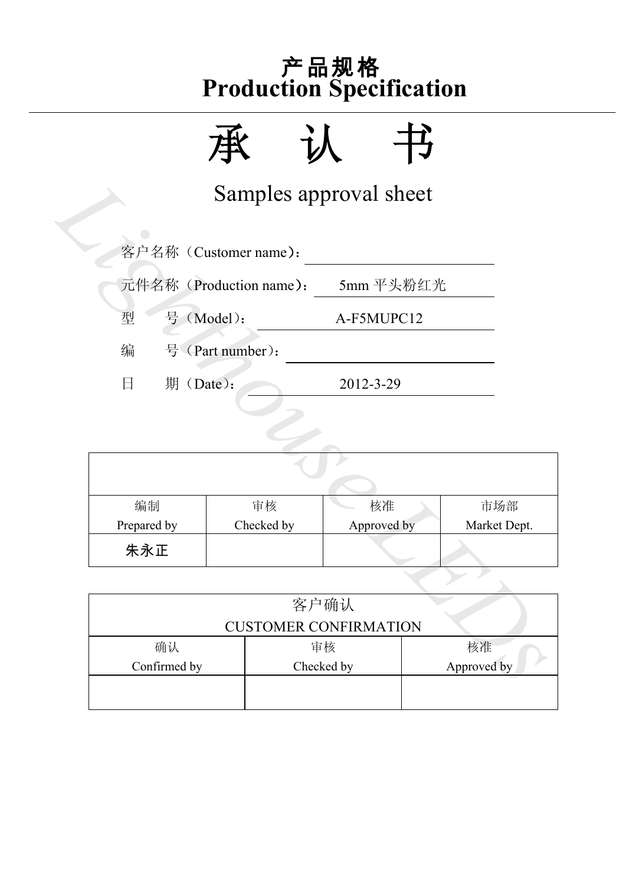# 产品规格
# Production Specification

# 承　认　书

## Samples approval sheet

客户名称（Customer name）：

元件名称（Production name）：　5mm 平头粉红光

型　　号（Model）：　A-F5MUPC12

编　　号（Part number）：

日　　期（Date）：　2012-3-29

| | | | |
|---|---|---|---|
| 编制<br>Prepared by | 审核<br>Checked by | 核准<br>Approved by | 市场部<br>Market Dept. |
| 朱永正 | | | |

| 客户确认<br>CUSTOMER CONFIRMATION | | |
|---|---|---|
| 确认<br>Confirmed by | 审核<br>Checked by | 核准<br>Approved by |
| | | |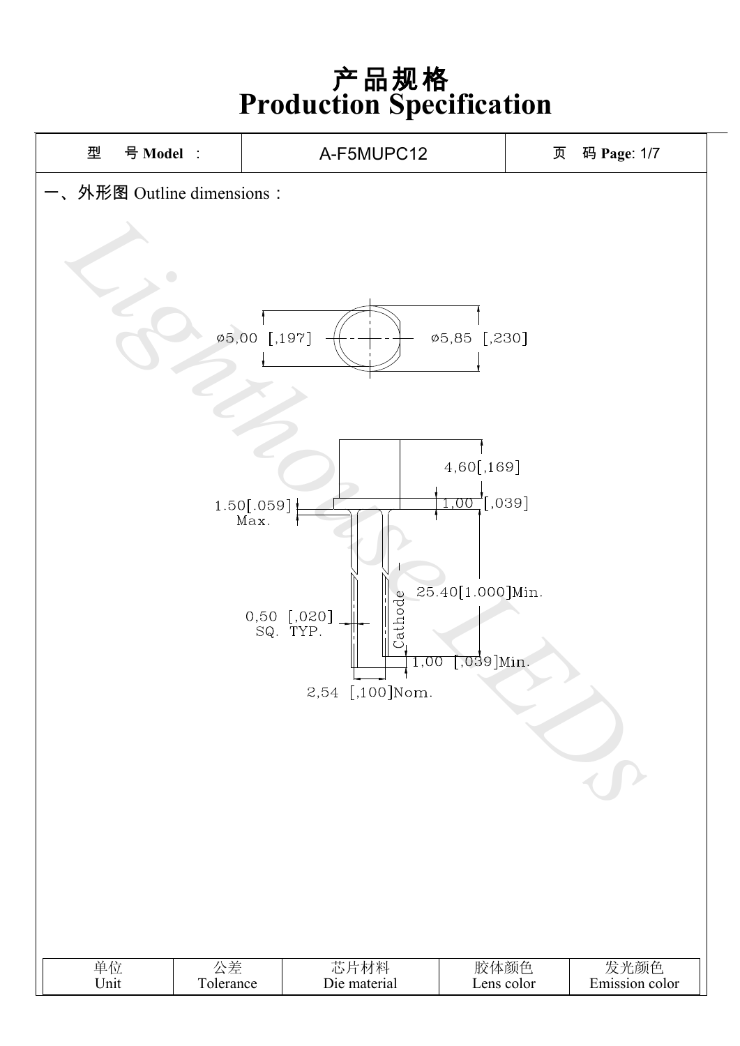# 产品规格
# Production Specification

| 型　号 **Model** ： | A-F5MUPC12 | 页　码 **Page**: 1/7 |
|---|---|---|

## 一、外形图 Outline dimensions：

ø5,00 [,197]

ø5,85 [,230]

4,60[,169]

1.50[.059] Max.

1,00 [,039]

25.40[1.000]Min.

0,50 [,020] SQ. TYP.

Cathode

1,00 [,039]Min.

2,54 [,100]Nom.

| 单位<br>Unit | 公差<br>Tolerance | 芯片材料<br>Die material | 胶体颜色<br>Lens color | 发光颜色<br>Emission color |
|---|---|---|---|---|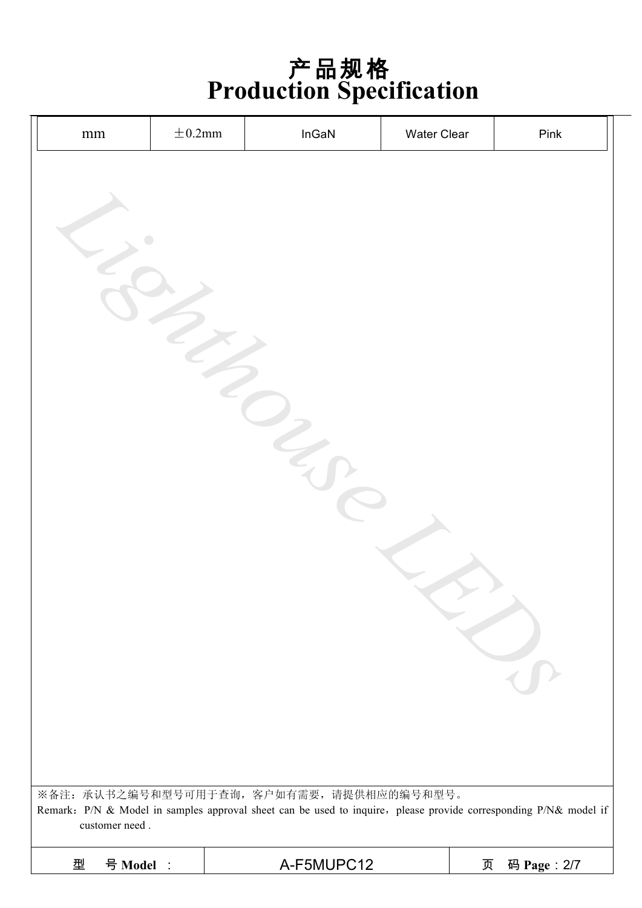# 产品规格
# Production Specification

| mm | ±0.2mm | InGaN | Water Clear | Pink |
|---|---|---|---|---|

※备注：承认书之编号和型号可用于查询，客户如有需要，请提供相应的编号和型号。

Remark：P/N & Model in samples approval sheet can be used to inquire，please provide corresponding P/N& model if customer need .

| 型　号 Model ： | A-F5MUPC12 | 页　码 Page：2/7 |
|---|---|---|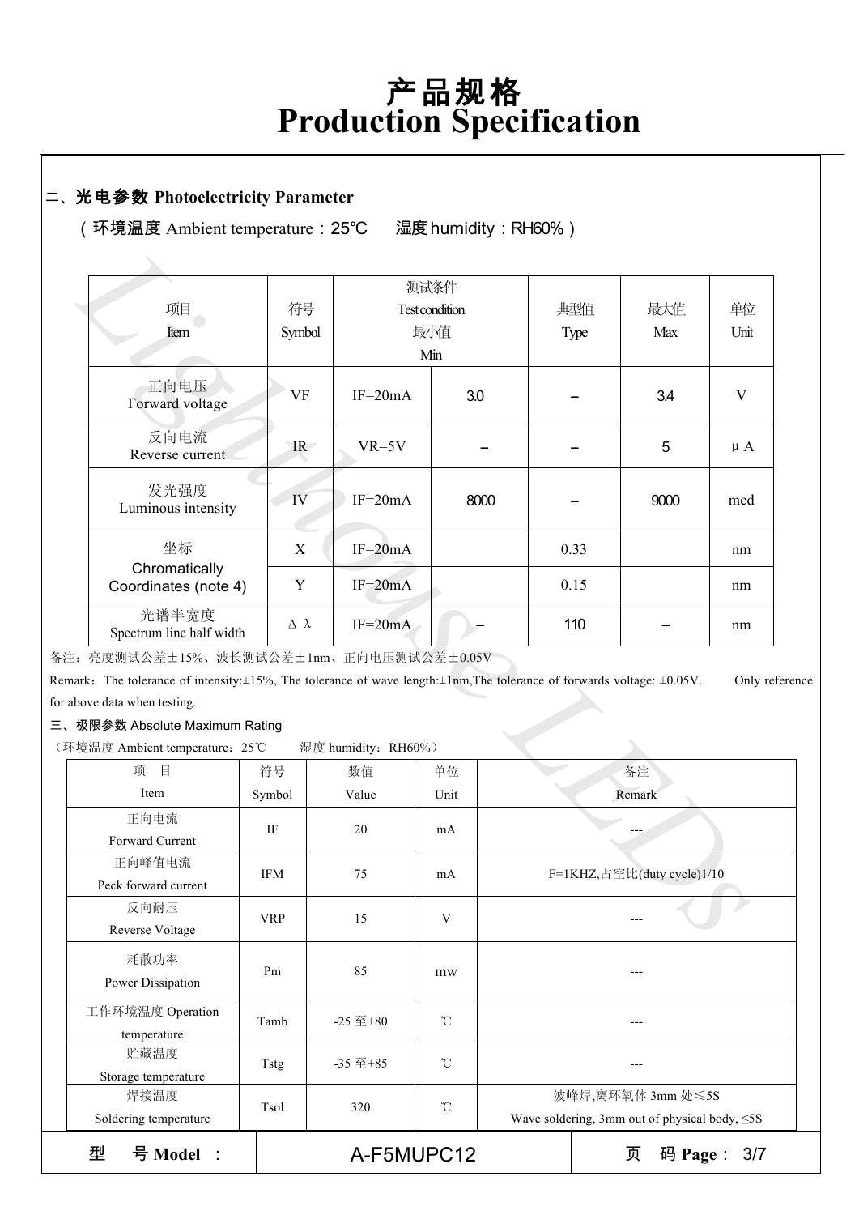# 产品规格
# Production Specification

## 二、光电参数 Photoelectricity Parameter

（环境温度 Ambient temperature：25℃　湿度 humidity：RH60%）

| 项目 Item | 符号 Symbol | 测试条件 Test condition | 最小值 Min | 典型值 Type | 最大值 Max | 单位 Unit |
|---|---|---|---|---|---|---|
| 正向电压 Forward voltage | VF | IF=20mA | 3.0 | – | 3.4 | V |
| 反向电流 Reverse current | IR | VR=5V | – | – | 5 | μA |
| 发光强度 Luminous intensity | IV | IF=20mA | 8000 | – | 9000 | mcd |
| 坐标 Chromatically Coordinates (note 4) | X | IF=20mA | | 0.33 | | nm |
| | Y | IF=20mA | | 0.15 | | nm |
| 光谱半宽度 Spectrum line half width | Δλ | IF=20mA | – | 110 | – | nm |

备注：亮度测试公差±15%、波长测试公差±1nm、正向电压测试公差±0.05V

Remark：The tolerance of intensity:±15%, The tolerance of wave length:±1nm,The tolerance of forwards voltage: ±0.05V.　Only reference for above data when testing.

## 三、极限参数 Absolute Maximum Rating

（环境温度 Ambient temperature：25℃　湿度 humidity：RH60%）

| 项目 Item | 符号 Symbol | 数值 Value | 单位 Unit | 备注 Remark |
|---|---|---|---|---|
| 正向电流 Forward Current | IF | 20 | mA | --- |
| 正向峰值电流 Peck forward current | IFM | 75 | mA | F=1KHZ,占空比(duty cycle)1/10 |
| 反向耐压 Reverse Voltage | VRP | 15 | V | --- |
| 耗散功率 Power Dissipation | Pm | 85 | mw | --- |
| 工作环境温度 Operation temperature | Tamb | -25 至+80 | ℃ | --- |
| 贮藏温度 Storage temperature | Tstg | -35 至+85 | ℃ | --- |
| 焊接温度 Soldering temperature | Tsol | 320 | ℃ | 波峰焊,离环氧体 3mm 处≤5S Wave soldering, 3mm out of physical body, ≤5S |

型　号 **Model** ：A-F5MUPC12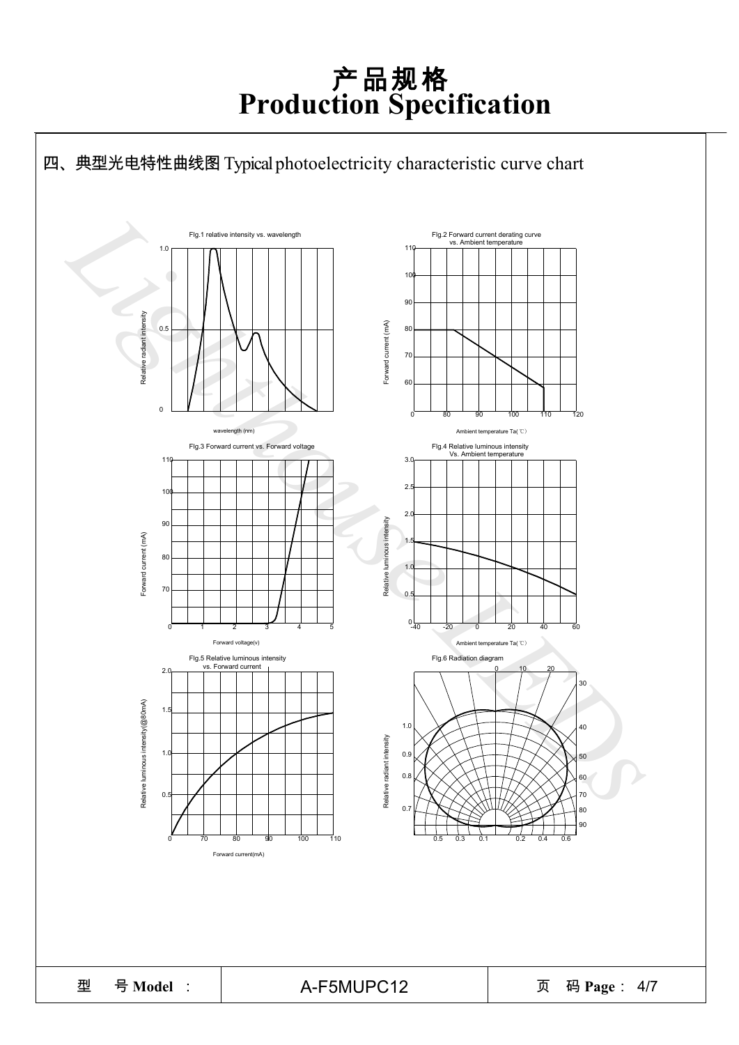# 产品规格
# Production Specification

## 四、典型光电特性曲线图 Typical photoelectricity characteristic curve chart

Fig.1 relative intensity vs. wavelength

Fig.2 Forward current derating curve vs. Ambient temperature

Fig.3 Forward current vs. Forward voltage

Fig.4 Relative luminous intensity Vs. Ambient temperature

Fig.5 Relative luminous intensity vs. Forward current

Fig.6 Radiation diagram

| 型　号 Model : | A-F5MUPC12 | 页　码 Page : 4/7 |
|---|---|---|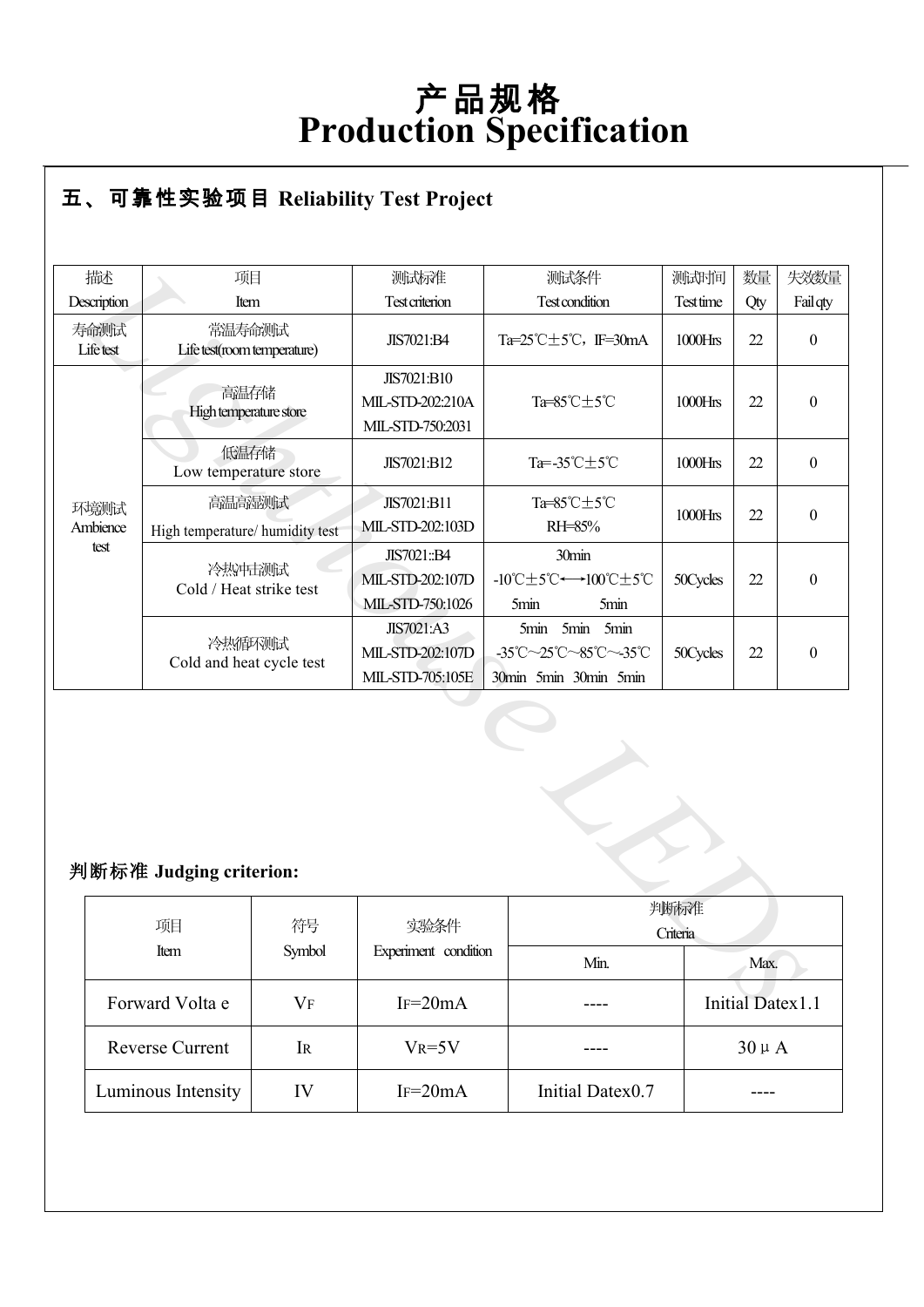# 产品规格
# Production Specification

## 五、可靠性实验项目 Reliability Test Project

| 描述<br>Description | 项目<br>Item | 测试标准<br>Test criterion | 测试条件<br>Test condition | 测试时间<br>Test time | 数量<br>Qty | 失效数量<br>Fail qty |
|---|---|---|---|---|---|---|
| 寿命测试<br>Life test | 常温寿命测试<br>Life test(room temperature) | JIS7021:B4 | Ta=25℃±5℃，IF=30mA | 1000Hrs | 22 | 0 |
| 环境测试<br>Ambience test | 高温存储<br>High temperature store | JIS7021:B10<br>MIL-STD-202:210A<br>MIL-STD-750:2031 | Ta=85℃±5℃ | 1000Hrs | 22 | 0 |
| | 低温存储<br>Low temperature store | JIS7021:B12 | Ta=-35℃±5℃ | 1000Hrs | 22 | 0 |
| | 高温高湿测试<br>High temperature/ humidity test | JIS7021:B11<br>MIL-STD-202:103D | Ta=85℃±5℃<br>RH=85% | 1000Hrs | 22 | 0 |
| | 冷热冲击测试<br>Cold / Heat strike test | JIS7021::B4<br>MIL-STD-202:107D<br>MIL-STD-750:1026 | 30min<br>-10℃±5℃⟷100℃±5℃<br>5min 5min | 50Cycles | 22 | 0 |
| | 冷热循环测试<br>Cold and heat cycle test | JIS7021:A3<br>MIL-STD-202:107D<br>MIL-STD-705:105E | 5min 5min 5min<br>-35℃~25℃~85℃~-35℃<br>30min 5min 30min 5min | 50Cycles | 22 | 0 |

### 判断标准 Judging criterion:

| 项目<br>Item | 符号<br>Symbol | 实验条件<br>Experiment condition | 判断标准<br>Criteria | |
|---|---|---|---|---|
| | | | Min. | Max. |
| Forward Volta e | $V_F$ | $I_F$=20mA | ---- | Initial Datex1.1 |
| Reverse Current | $I_R$ | $V_R$=5V | ---- | 30μA |
| Luminous Intensity | IV | $I_F$=20mA | Initial Datex0.7 | ---- |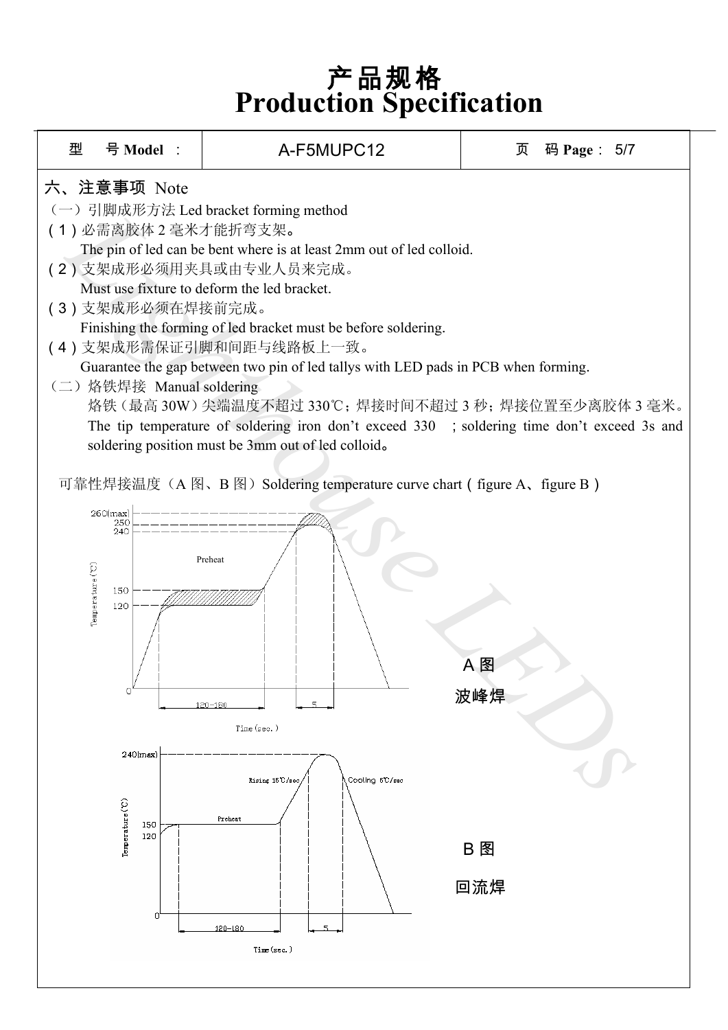# 产品规格
# Production Specification

| 型 号 Model ： | A-F5MUPC12 | 页 码 Page： 5/7 |
|---|---|---|

## 六、注意事项 Note

（一）引脚成形方法 Led bracket forming method

（1）必需离胶体 2 毫米才能折弯支架。
The pin of led can be bent where is at least 2mm out of led colloid.

（2）支架成形必须用夹具或由专业人员来完成。
Must use fixture to deform the led bracket.

（3）支架成形必须在焊接前完成。
Finishing the forming of led bracket must be before soldering.

（4）支架成形需保证引脚和间距与线路板上一致。
Guarantee the gap between two pin of led tallys with LED pads in PCB when forming.

（二）烙铁焊接 Manual soldering

烙铁（最高 30W）尖端温度不超过 330℃；焊接时间不超过 3 秒；焊接位置至少离胶体 3 毫米。
The tip temperature of soldering iron don't exceed 330 ; soldering time don't exceed 3s and soldering position must be 3mm out of led colloid。

可靠性焊接温度（A 图、B 图）Soldering temperature curve chart（figure A、figure B）

A 图

波峰焊

B 图

回流焊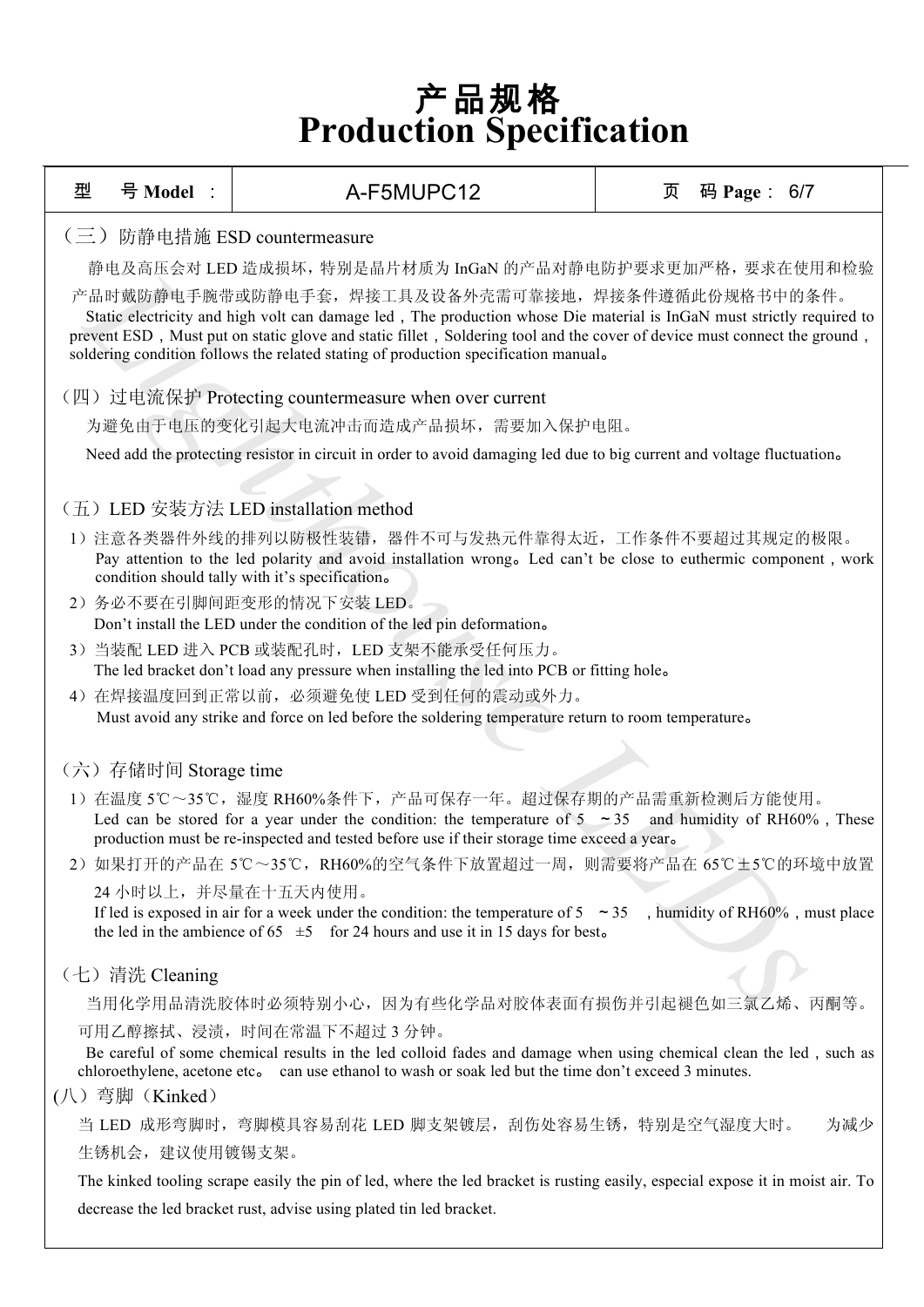# 产品规格
# Production Specification

| 型　号 Model ： | A-F5MUPC12 | 页　码 Page： 6/7 |
|---|---|---|

（三）防静电措施 ESD countermeasure

静电及高压会对 LED 造成损坏，特别是晶片材质为 InGaN 的产品对静电防护要求更加严格，要求在使用和检验产品时戴防静电手腕带或防静电手套，焊接工具及设备外壳需可靠接地，焊接条件遵循此份规格书中的条件。

Static electricity and high volt can damage led，The production whose Die material is InGaN must strictly required to prevent ESD，Must put on static glove and static fillet，Soldering tool and the cover of device must connect the ground，soldering condition follows the related stating of production specification manual。

（四）过电流保护 Protecting countermeasure when over current

为避免由于电压的变化引起大电流冲击而造成产品损坏，需要加入保护电阻。

Need add the protecting resistor in circuit in order to avoid damaging led due to big current and voltage fluctuation。

（五）LED 安装方法 LED installation method

1）注意各类器件外线的排列以防极性装错，器件不可与发热元件靠得太近，工作条件不要超过其规定的极限。
Pay attention to the led polarity and avoid installation wrong。Led can't be close to euthermic component , work condition should tally with it's specification。

2）务必不要在引脚间距变形的情况下安装 LED。
Don't install the LED under the condition of the led pin deformation。

3）当装配 LED 进入 PCB 或装配孔时，LED 支架不能承受任何压力。
The led bracket don't load any pressure when installing the led into PCB or fitting hole。

4）在焊接温度回到正常以前，必须避免使 LED 受到任何的震动或外力。
Must avoid any strike and force on led before the soldering temperature return to room temperature。

（六）存储时间 Storage time

1）在温度 5℃～35℃，湿度 RH60%条件下，产品可保存一年。超过保存期的产品需重新检测后方能使用。
Led can be stored for a year under the condition: the temperature of 5 ～35 and humidity of RH60%，These production must be re-inspected and tested before use if their storage time exceed a year。

2）如果打开的产品在 5℃～35℃，RH60%的空气条件下放置超过一周，则需要将产品在 65℃±5℃的环境中放置 24 小时以上，并尽量在十五天内使用。
If led is exposed in air for a week under the condition: the temperature of 5 ～35 , humidity of RH60%，must place the led in the ambience of 65 ±5 for 24 hours and use it in 15 days for best。

（七）清洗 Cleaning

当用化学用品清洗胶体时必须特别小心，因为有些化学品对胶体表面有损伤并引起褪色如三氯乙烯、丙酮等。可用乙醇擦拭、浸渍，时间在常温下不超过 3 分钟。

Be careful of some chemical results in the led colloid fades and damage when using chemical clean the led，such as chloroethylene, acetone etc。 can use ethanol to wash or soak led but the time don't exceed 3 minutes.

(八）弯脚（Kinked）

当 LED 成形弯脚时，弯脚模具容易刮花 LED 脚支架镀层，刮伤处容易生锈，特别是空气湿度大时。　为减少生锈机会，建议使用镀锡支架。

The kinked tooling scrape easily the pin of led, where the led bracket is rusting easily, especial expose it in moist air. To decrease the led bracket rust, advise using plated tin led bracket.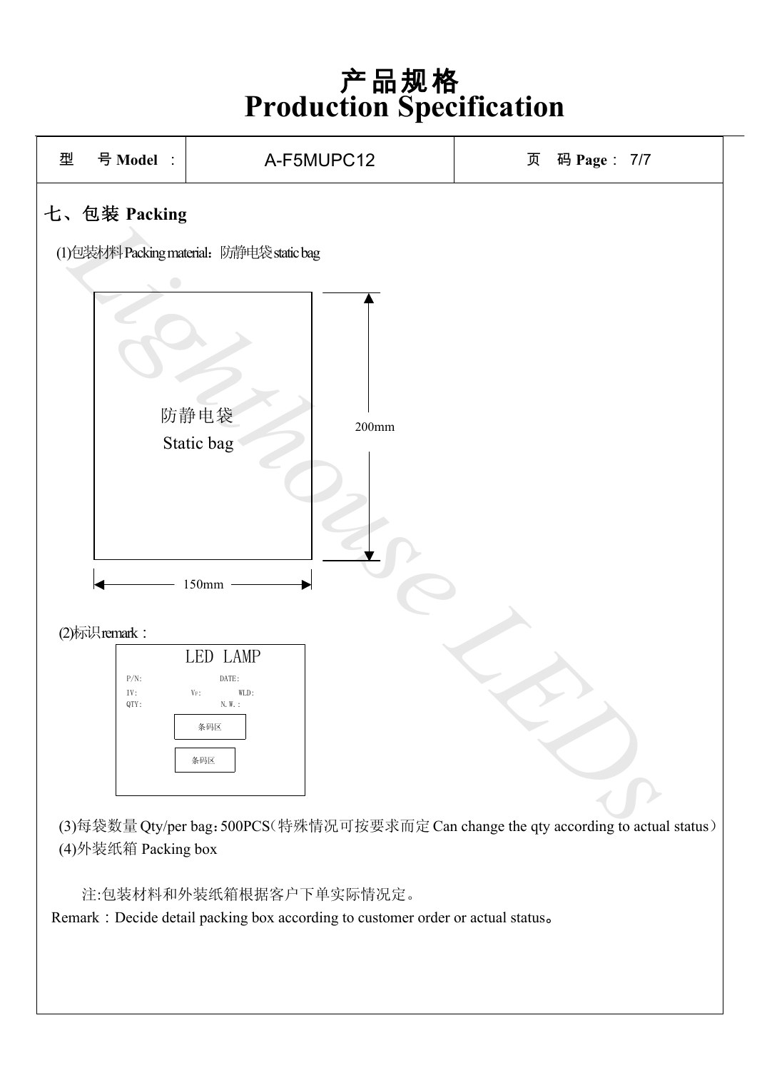# 产品规格
# Production Specification

| | | |
|---|---|---|
| 型 号 **Model** : | A-F5MUPC12 | 页 码 **Page**: 7/7 |

## 七、包装 Packing

(1)包装材料Packing material：防静电袋static bag

防静电袋
Static bag

200mm

150mm

(2)标识remark：

LED LAMP

P/N: DATE:
IV: VF: WLD:
QTY: N.W.:

条码区

条码区

(3)每袋数量Qty/per bag：500PCS（特殊情况可按要求而定Can change the qty according to actual status）
(4)外装纸箱 Packing box

注:包装材料和外装纸箱根据客户下单实际情况定。
Remark：Decide detail packing box according to customer order or actual status。